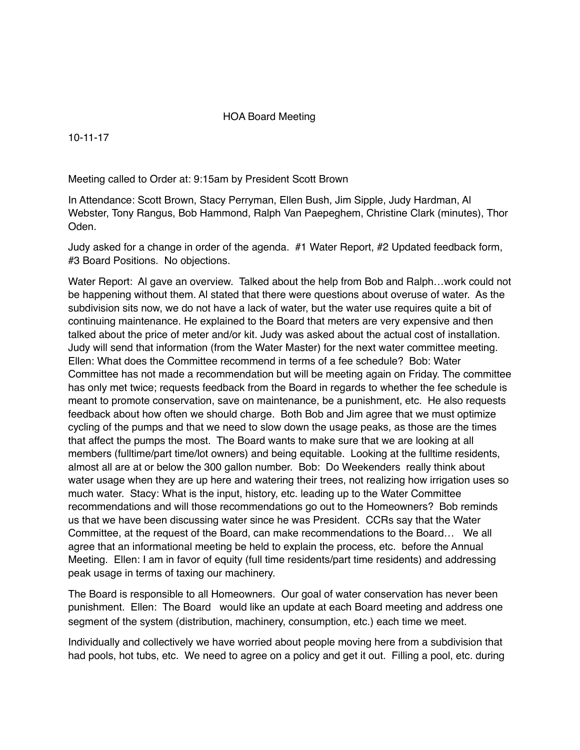# HOA Board Meeting

10-11-17

Meeting called to Order at: 9:15am by President Scott Brown

In Attendance: Scott Brown, Stacy Perryman, Ellen Bush, Jim Sipple, Judy Hardman, Al Webster, Tony Rangus, Bob Hammond, Ralph Van Paepeghem, Christine Clark (minutes), Thor Oden.

Judy asked for a change in order of the agenda. #1 Water Report, #2 Updated feedback form, #3 Board Positions. No objections.

Water Report: Al gave an overview. Talked about the help from Bob and Ralph…work could not be happening without them. Al stated that there were questions about overuse of water. As the subdivision sits now, we do not have a lack of water, but the water use requires quite a bit of continuing maintenance. He explained to the Board that meters are very expensive and then talked about the price of meter and/or kit. Judy was asked about the actual cost of installation. Judy will send that information (from the Water Master) for the next water committee meeting. Ellen: What does the Committee recommend in terms of a fee schedule? Bob: Water Committee has not made a recommendation but will be meeting again on Friday. The committee has only met twice; requests feedback from the Board in regards to whether the fee schedule is meant to promote conservation, save on maintenance, be a punishment, etc. He also requests feedback about how often we should charge. Both Bob and Jim agree that we must optimize cycling of the pumps and that we need to slow down the usage peaks, as those are the times that affect the pumps the most. The Board wants to make sure that we are looking at all members (fulltime/part time/lot owners) and being equitable. Looking at the fulltime residents, almost all are at or below the 300 gallon number. Bob: Do Weekenders really think about water usage when they are up here and watering their trees, not realizing how irrigation uses so much water. Stacy: What is the input, history, etc. leading up to the Water Committee recommendations and will those recommendations go out to the Homeowners? Bob reminds us that we have been discussing water since he was President. CCRs say that the Water Committee, at the request of the Board, can make recommendations to the Board… We all agree that an informational meeting be held to explain the process, etc. before the Annual Meeting. Ellen: I am in favor of equity (full time residents/part time residents) and addressing peak usage in terms of taxing our machinery.

The Board is responsible to all Homeowners. Our goal of water conservation has never been punishment. Ellen: The Board would like an update at each Board meeting and address one segment of the system (distribution, machinery, consumption, etc.) each time we meet.

Individually and collectively we have worried about people moving here from a subdivision that had pools, hot tubs, etc. We need to agree on a policy and get it out. Filling a pool, etc. during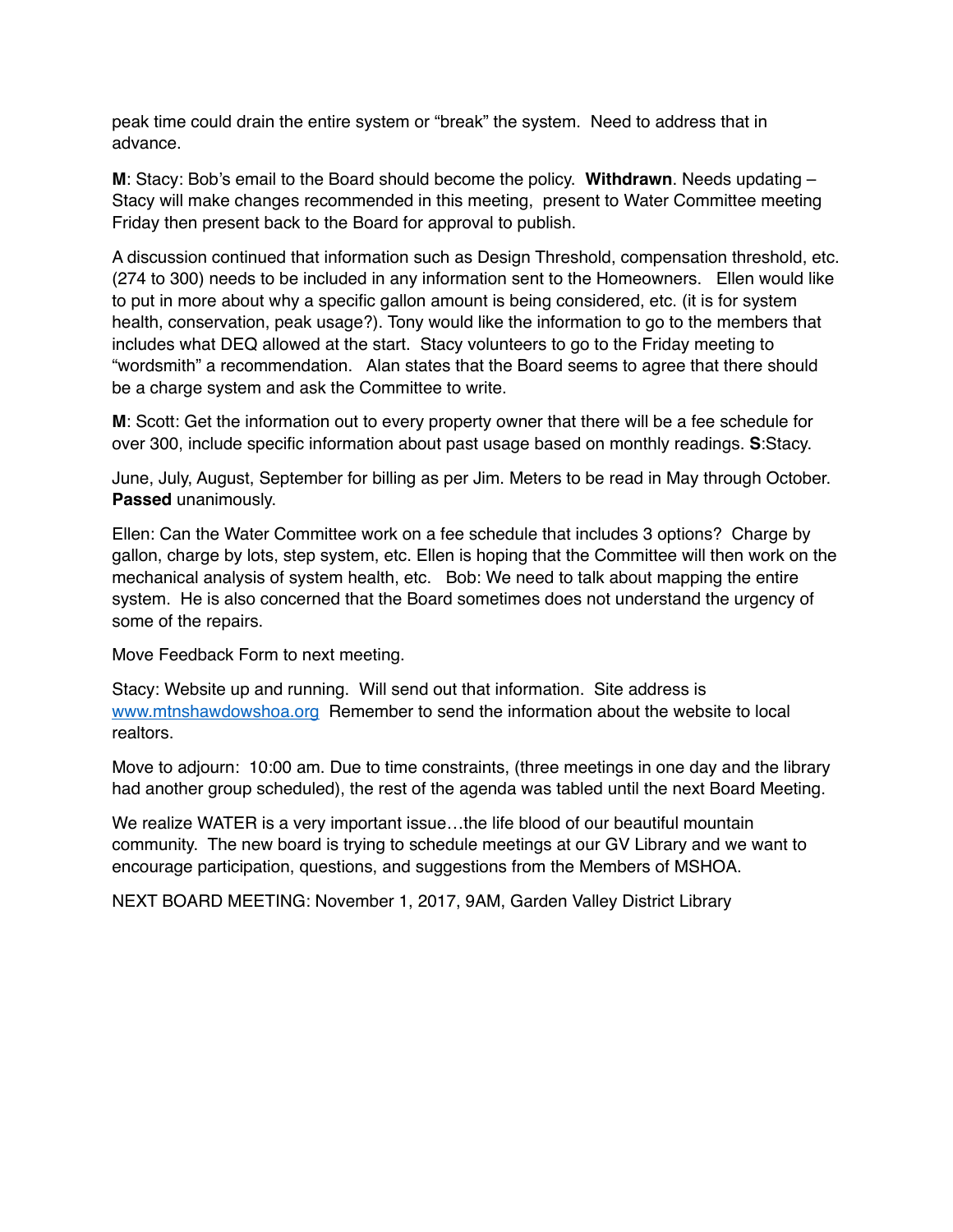peak time could drain the entire system or "break" the system. Need to address that in advance.

**M**: Stacy: Bob's email to the Board should become the policy. **Withdrawn**. Needs updating – Stacy will make changes recommended in this meeting, present to Water Committee meeting Friday then present back to the Board for approval to publish.

A discussion continued that information such as Design Threshold, compensation threshold, etc. (274 to 300) needs to be included in any information sent to the Homeowners. Ellen would like to put in more about why a specific gallon amount is being considered, etc. (it is for system health, conservation, peak usage?). Tony would like the information to go to the members that includes what DEQ allowed at the start. Stacy volunteers to go to the Friday meeting to "wordsmith" a recommendation. Alan states that the Board seems to agree that there should be a charge system and ask the Committee to write.

**M**: Scott: Get the information out to every property owner that there will be a fee schedule for over 300, include specific information about past usage based on monthly readings. **S**:Stacy.

June, July, August, September for billing as per Jim. Meters to be read in May through October. **Passed** unanimously.

Ellen: Can the Water Committee work on a fee schedule that includes 3 options? Charge by gallon, charge by lots, step system, etc. Ellen is hoping that the Committee will then work on the mechanical analysis of system health, etc. Bob: We need to talk about mapping the entire system. He is also concerned that the Board sometimes does not understand the urgency of some of the repairs.

Move Feedback Form to next meeting.

Stacy: Website up and running. Will send out that information. Site address is [www.mtnshawdowshoa.org](http://www.mtnshawdowshoa.org) Remember to send the information about the website to local realtors.

Move to adjourn: 10:00 am. Due to time constraints, (three meetings in one day and the library had another group scheduled), the rest of the agenda was tabled until the next Board Meeting.

We realize WATER is a very important issue…the life blood of our beautiful mountain community. The new board is trying to schedule meetings at our GV Library and we want to encourage participation, questions, and suggestions from the Members of MSHOA.

NEXT BOARD MEETING: November 1, 2017, 9AM, Garden Valley District Library